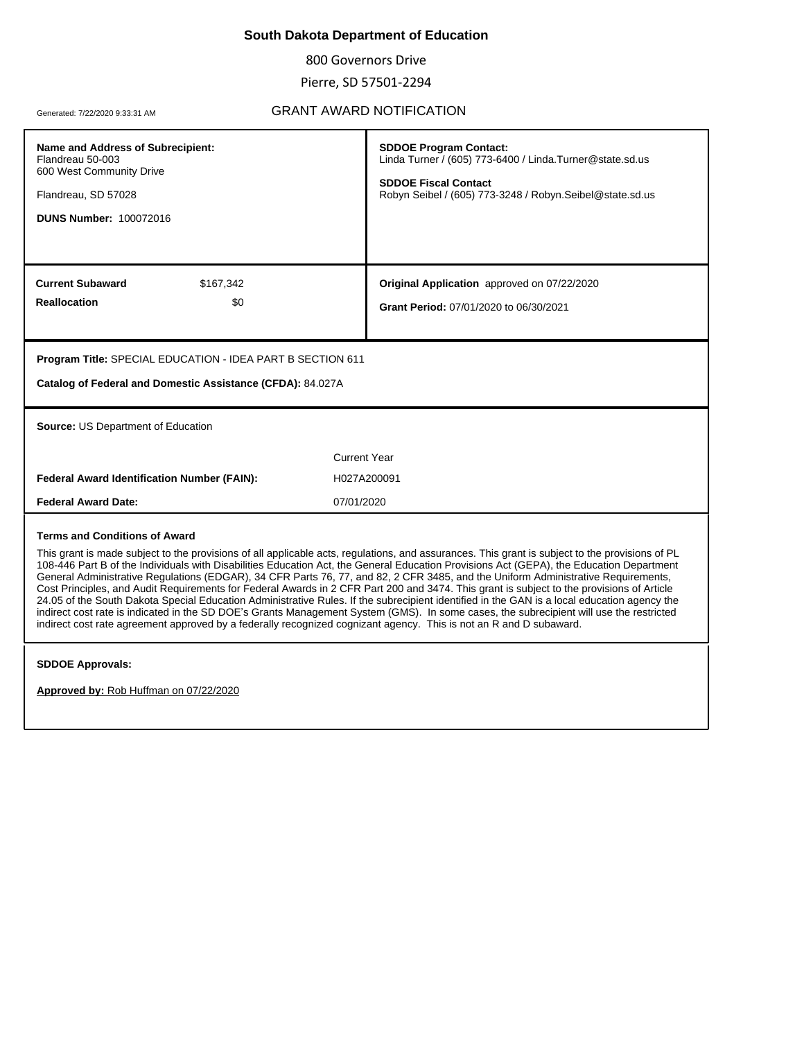# South Dakota Department of Education

800 Governors Drive

Pierre, SD 57501-2294

Generated: 7/22/2020 9:33:31 AM

## GRANT AWARD NOTIFICATION

**Name and Address of Subrecipient:**
Flandreau 50-003
600 West Community Drive

Flandreau, SD 57028

**DUNS Number:** 100072016

**SDDOE Program Contact:**
Linda Turner / (605) 773-6400 / Linda.Turner@state.sd.us

**SDDOE Fiscal Contact**
Robyn Seibel / (605) 773-3248 / Robyn.Seibel@state.sd.us

| | |
|---|---|
| **Current Subaward** | $167,342 |
| **Reallocation** | $0 |

**Original Application** approved on 07/22/2020

**Grant Period:** 07/01/2020 to 06/30/2021

**Program Title:** SPECIAL EDUCATION - IDEA PART B SECTION 611

**Catalog of Federal and Domestic Assistance (CFDA):** 84.027A

**Source:** US Department of Education

| | Current Year |
|---|---|
| **Federal Award Identification Number (FAIN):** | H027A200091 |
| **Federal Award Date:** | 07/01/2020 |

**Terms and Conditions of Award**

This grant is made subject to the provisions of all applicable acts, regulations, and assurances. This grant is subject to the provisions of PL 108-446 Part B of the Individuals with Disabilities Education Act, the General Education Provisions Act (GEPA), the Education Department General Administrative Regulations (EDGAR), 34 CFR Parts 76, 77, and 82, 2 CFR 3485, and the Uniform Administrative Requirements, Cost Principles, and Audit Requirements for Federal Awards in 2 CFR Part 200 and 3474. This grant is subject to the provisions of Article 24.05 of the South Dakota Special Education Administrative Rules. If the subrecipient identified in the GAN is a local education agency the indirect cost rate is indicated in the SD DOE's Grants Management System (GMS). In some cases, the subrecipient will use the restricted indirect cost rate agreement approved by a federally recognized cognizant agency. This is not an R and D subaward.

**SDDOE Approvals:**

**Approved by:** Rob Huffman on 07/22/2020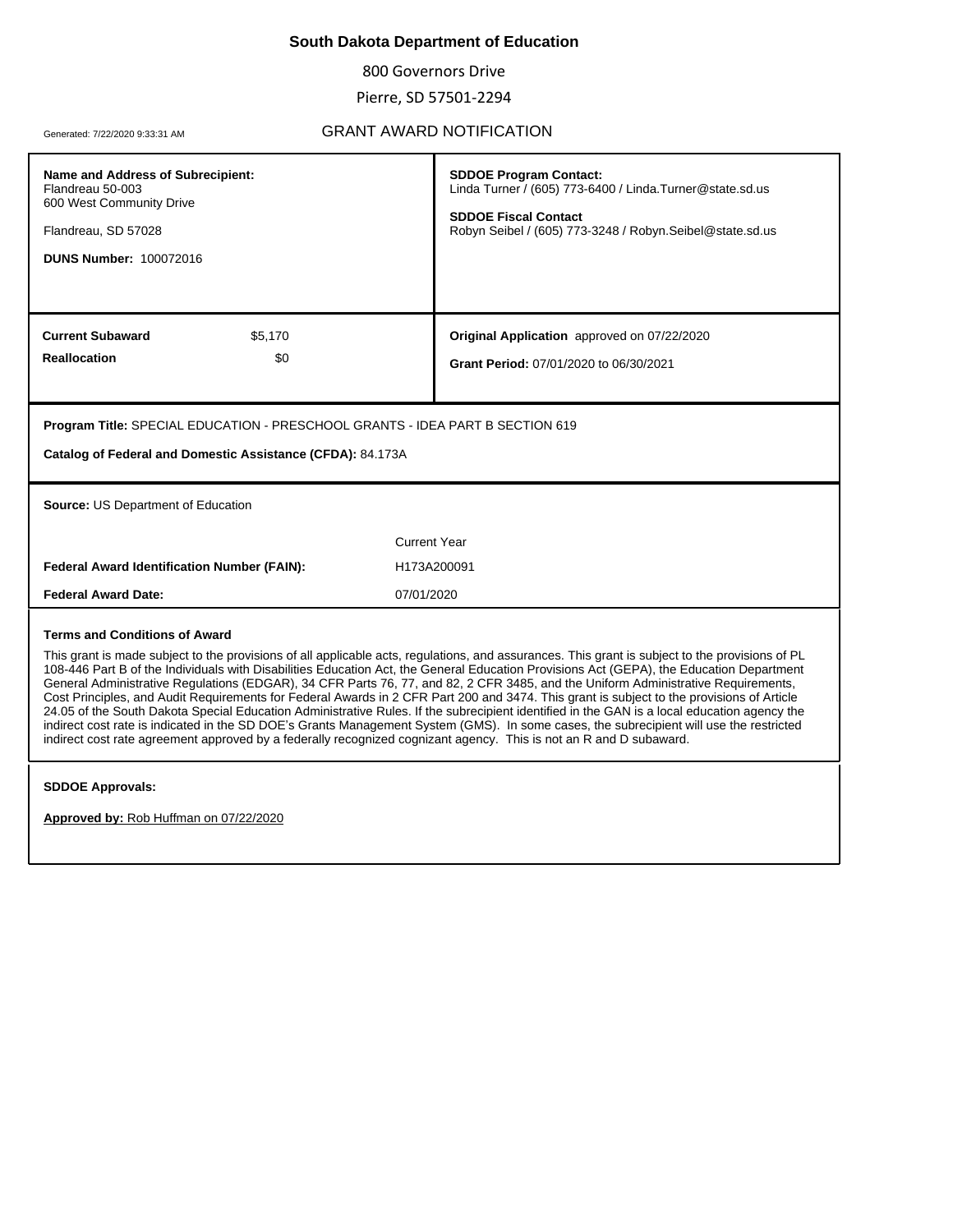**South Dakota Department of Education**

800 Governors Drive

Pierre, SD 57501-2294

Generated: 7/22/2020 9:33:31 AM

GRANT AWARD NOTIFICATION

**Name and Address of Subrecipient:**
Flandreau 50-003
600 West Community Drive

Flandreau, SD 57028

**DUNS Number:** 100072016

**SDDOE Program Contact:**
Linda Turner / (605) 773-6400 / Linda.Turner@state.sd.us

**SDDOE Fiscal Contact**
Robyn Seibel / (605) 773-3248 / Robyn.Seibel@state.sd.us

| | |
|---|---|
| **Current Subaward** | $5,170 |
| **Reallocation** | $0 |

**Original Application** approved on 07/22/2020

**Grant Period:** 07/01/2020 to 06/30/2021

**Program Title:** SPECIAL EDUCATION - PRESCHOOL GRANTS - IDEA PART B SECTION 619

**Catalog of Federal and Domestic Assistance (CFDA):** 84.173A

**Source:** US Department of Education

| | Current Year |
|---|---|
| **Federal Award Identification Number (FAIN):** | H173A200091 |
| **Federal Award Date:** | 07/01/2020 |

**Terms and Conditions of Award**

This grant is made subject to the provisions of all applicable acts, regulations, and assurances. This grant is subject to the provisions of PL 108-446 Part B of the Individuals with Disabilities Education Act, the General Education Provisions Act (GEPA), the Education Department General Administrative Regulations (EDGAR), 34 CFR Parts 76, 77, and 82, 2 CFR 3485, and the Uniform Administrative Requirements, Cost Principles, and Audit Requirements for Federal Awards in 2 CFR Part 200 and 3474. This grant is subject to the provisions of Article 24.05 of the South Dakota Special Education Administrative Rules. If the subrecipient identified in the GAN is a local education agency the indirect cost rate is indicated in the SD DOE's Grants Management System (GMS). In some cases, the subrecipient will use the restricted indirect cost rate agreement approved by a federally recognized cognizant agency. This is not an R and D subaward.

**SDDOE Approvals:**

**Approved by:** Rob Huffman on 07/22/2020